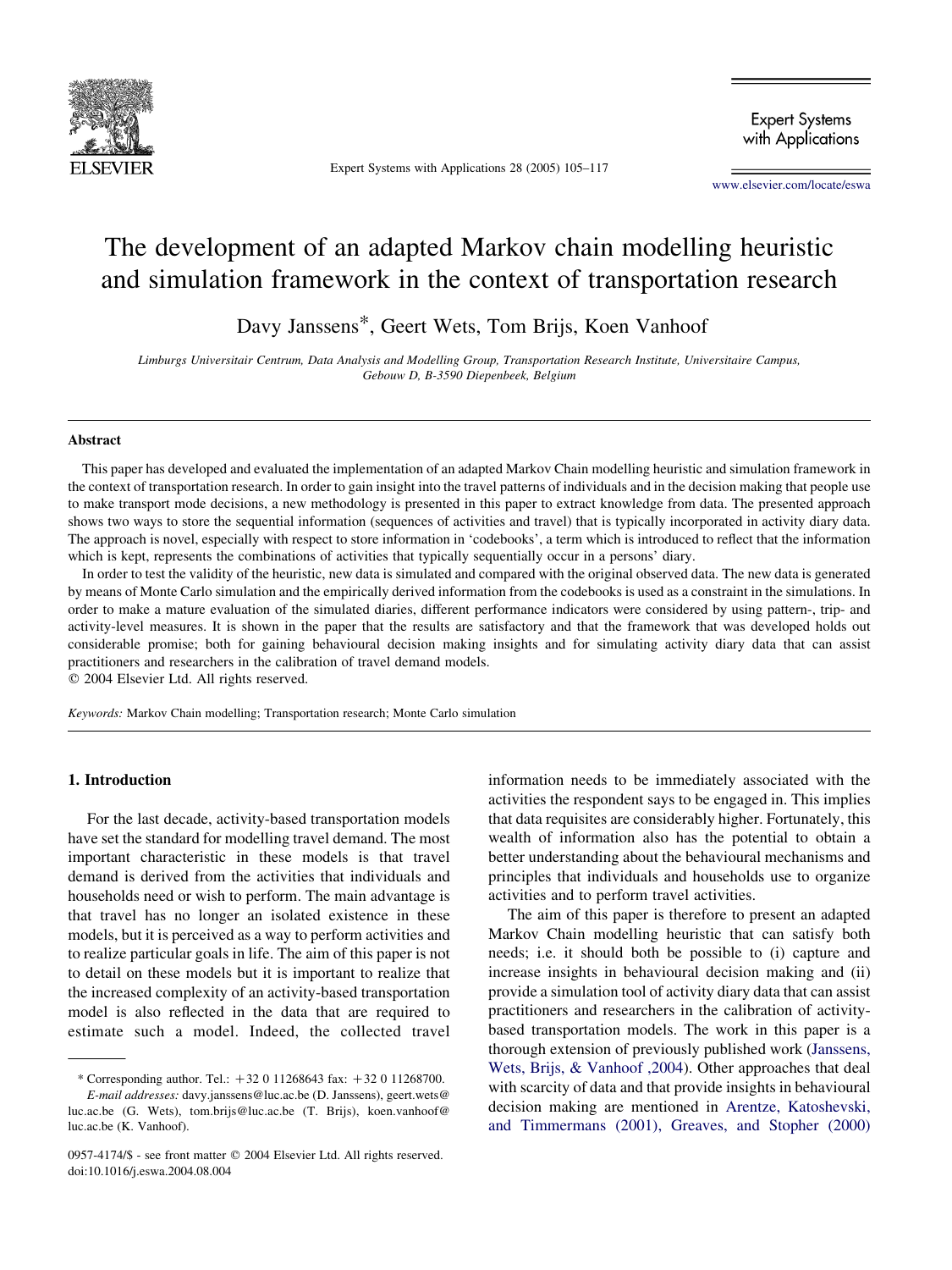# The development of an adapted Markov chain modelling heuristic and simulation framework in the context of transportation research

Davy Janssens*, Geert Wets, Tom Brijs, Koen Vanhoof

*Limburgs Universitair Centrum, Data Analysis and Modelling Group, Transportation Research Institute, Universitaire Campus, Gebouw D, B-3590 Diepenbeek, Belgium*

---

## Abstract

This paper has developed and evaluated the implementation of an adapted Markov Chain modelling heuristic and simulation framework in the context of transportation research. In order to gain insight into the travel patterns of individuals and in the decision making that people use to make transport mode decisions, a new methodology is presented in this paper to extract knowledge from data. The presented approach shows two ways to store the sequential information (sequences of activities and travel) that is typically incorporated in activity diary data. The approach is novel, especially with respect to store information in 'codebooks', a term which is introduced to reflect that the information which is kept, represents the combinations of activities that typically sequentially occur in a persons' diary.

In order to test the validity of the heuristic, new data is simulated and compared with the original observed data. The new data is generated by means of Monte Carlo simulation and the empirically derived information from the codebooks is used as a constraint in the simulations. In order to make a mature evaluation of the simulated diaries, different performance indicators were considered by using pattern-, trip- and activity-level measures. It is shown in the paper that the results are satisfactory and that the framework that was developed holds out considerable promise; both for gaining behavioural decision making insights and for simulating activity diary data that can assist practitioners and researchers in the calibration of travel demand models.

© 2004 Elsevier Ltd. All rights reserved.

*Keywords:* Markov Chain modelling; Transportation research; Monte Carlo simulation

---

## 1. Introduction

For the last decade, activity-based transportation models have set the standard for modelling travel demand. The most important characteristic in these models is that travel demand is derived from the activities that individuals and households need or wish to perform. The main advantage is that travel has no longer an isolated existence in these models, but it is perceived as a way to perform activities and to realize particular goals in life. The aim of this paper is not to detail on these models but it is important to realize that the increased complexity of an activity-based transportation model is also reflected in the data that are required to estimate such a model. Indeed, the collected travel information needs to be immediately associated with the activities the respondent says to be engaged in. This implies that data requisites are considerably higher. Fortunately, this wealth of information also has the potential to obtain a better understanding about the behavioural mechanisms and principles that individuals and households use to organize activities and to perform travel activities.

The aim of this paper is therefore to present an adapted Markov Chain modelling heuristic that can satisfy both needs; i.e. it should be possible to (i) capture and increase insights in behavioural decision making and (ii) provide a simulation tool of activity diary data that can assist practitioners and researchers in the calibration of activity-based transportation models. The work in this paper is a thorough extension of previously published work (Janssens, Wets, Brijs, & Vanhoof ,2004). Other approaches that deal with scarcity of data and that provide insights in behavioural decision making are mentioned in Arentze, Katoshevski, and Timmermans (2001), Greaves, and Stopher (2000)

---

\* Corresponding author. Tel.: +32 0 11268643 fax: +32 0 11268700.
*E-mail addresses:* davy.janssens@luc.ac.be (D. Janssens), geert.wets@luc.ac.be (G. Wets), tom.brijs@luc.ac.be (T. Brijs), koen.vanhoof@luc.ac.be (K. Vanhoof).

0957-4174/$ - see front matter © 2004 Elsevier Ltd. All rights reserved.
doi:10.1016/j.eswa.2004.08.004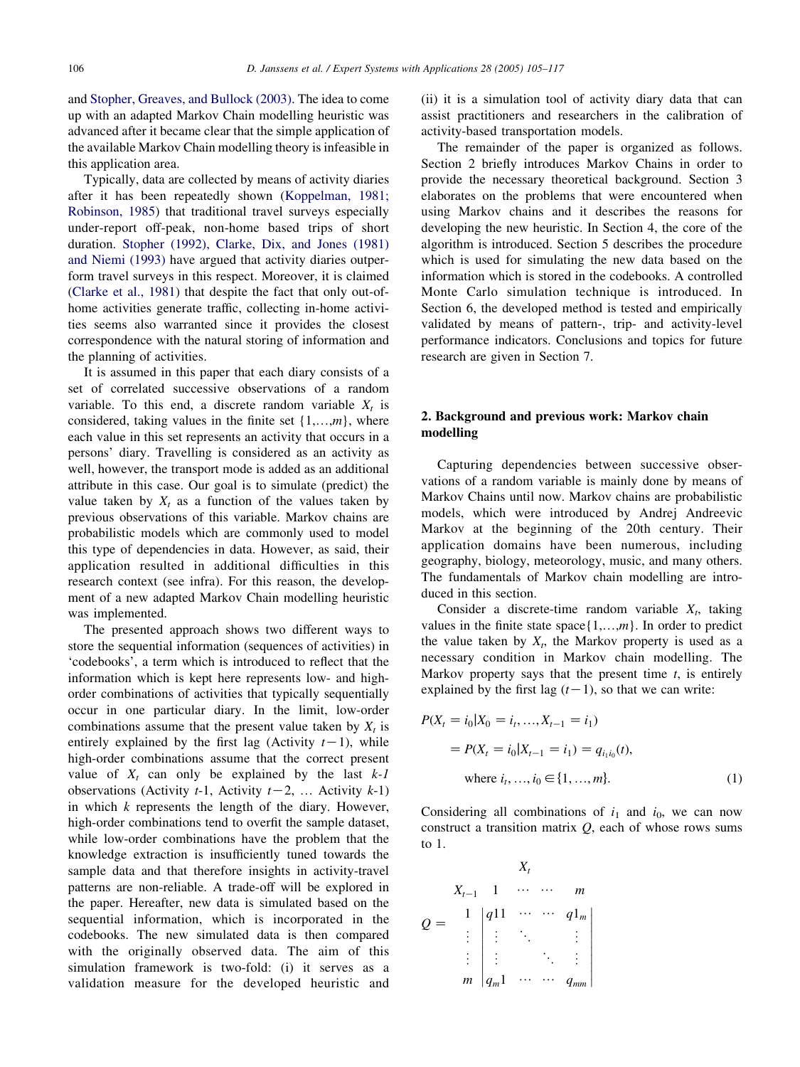and Stopher, Greaves, and Bullock (2003). The idea to come up with an adapted Markov Chain modelling heuristic was advanced after it became clear that the simple application of the available Markov Chain modelling theory is infeasible in this application area.

Typically, data are collected by means of activity diaries after it has been repeatedly shown (Koppelman, 1981; Robinson, 1985) that traditional travel surveys especially under-report off-peak, non-home based trips of short duration. Stopher (1992), Clarke, Dix, and Jones (1981) and Niemi (1993) have argued that activity diaries outperform travel surveys in this respect. Moreover, it is claimed (Clarke et al., 1981) that despite the fact that only out-of-home activities generate traffic, collecting in-home activities seems also warranted since it provides the closest correspondence with the natural storing of information and the planning of activities.

It is assumed in this paper that each diary consists of a set of correlated successive observations of a random variable. To this end, a discrete random variable $X_t$ is considered, taking values in the finite set $\{1,\ldots,m\}$, where each value in this set represents an activity that occurs in a persons' diary. Travelling is considered as an activity as well, however, the transport mode is added as an additional attribute in this case. Our goal is to simulate (predict) the value taken by $X_t$ as a function of the values taken by previous observations of this variable. Markov chains are probabilistic models which are commonly used to model this type of dependencies in data. However, as said, their application resulted in additional difficulties in this research context (see infra). For this reason, the development of a new adapted Markov Chain modelling heuristic was implemented.

The presented approach shows two different ways to store the sequential information (sequences of activities) in 'codebooks', a term which is introduced to reflect that the information which is kept here represents low- and high-order combinations of activities that typically sequentially occur in one particular diary. In the limit, low-order combinations assume that the present value taken by $X_t$ is entirely explained by the first lag (Activity $t-1$), while high-order combinations assume that the correct present value of $X_t$ can only be explained by the last *k-1* observations (Activity *t*-1, Activity $t-2$, … Activity *k*-1) in which *k* represents the length of the diary. However, high-order combinations tend to overfit the sample dataset, while low-order combinations have the problem that the knowledge extraction is insufficiently tuned towards the sample data and that therefore insights in activity-travel patterns are non-reliable. A trade-off will be explored in the paper. Hereafter, new data is simulated based on the sequential information, which is incorporated in the codebooks. The new simulated data is then compared with the originally observed data. The aim of this simulation framework is two-fold: (i) it serves as a validation measure for the developed heuristic and (ii) it is a simulation tool of activity diary data that can assist practitioners and researchers in the calibration of activity-based transportation models.

The remainder of the paper is organized as follows. Section 2 briefly introduces Markov Chains in order to provide the necessary theoretical background. Section 3 elaborates on the problems that were encountered when using Markov chains and it describes the reasons for developing the new heuristic. In Section 4, the core of the algorithm is introduced. Section 5 describes the procedure which is used for simulating the new data based on the information which is stored in the codebooks. A controlled Monte Carlo simulation technique is introduced. In Section 6, the developed method is tested and empirically validated by means of pattern-, trip- and activity-level performance indicators. Conclusions and topics for future research are given in Section 7.

## 2. Background and previous work: Markov chain modelling

Capturing dependencies between successive observations of a random variable is mainly done by means of Markov Chains until now. Markov chains are probabilistic models, which were introduced by Andrej Andreevic Markov at the beginning of the 20th century. Their application domains have been numerous, including geography, biology, meteorology, music, and many others. The fundamentals of Markov chain modelling are introduced in this section.

Consider a discrete-time random variable $X_t$, taking values in the finite state space$\{1,\ldots,m\}$. In order to predict the value taken by $X_t$, the Markov property is used as a necessary condition in Markov chain modelling. The Markov property says that the present time $t$, is entirely explained by the first lag $(t-1)$, so that we can write:

$$
\begin{aligned}
P(X_t = i_0 | X_0 = i_t, \ldots, X_{t-1} = i_1) \\
= P(X_t = i_0 | X_{t-1} = i_1) = q_{i_1 i_0}(t), \\
\text{where } i_t, \ldots, i_0 \in \{1, \ldots, m\}. \qquad (1)
\end{aligned}
$$

Considering all combinations of $i_1$ and $i_0$, we can now construct a transition matrix $Q$, each of whose rows sums to 1.

$$
Q = \begin{array}{c|cccc|}
 & & & X_t & \\
X_{t-1} & 1 & \cdots & \cdots & m \\
1 & q11 & \cdots & \cdots & q1_m \\
\vdots & \vdots & \ddots & & \vdots \\
\vdots & \vdots & & \ddots & \vdots \\
m & q_m1 & \cdots & \cdots & q_{mm}
\end{array}
$$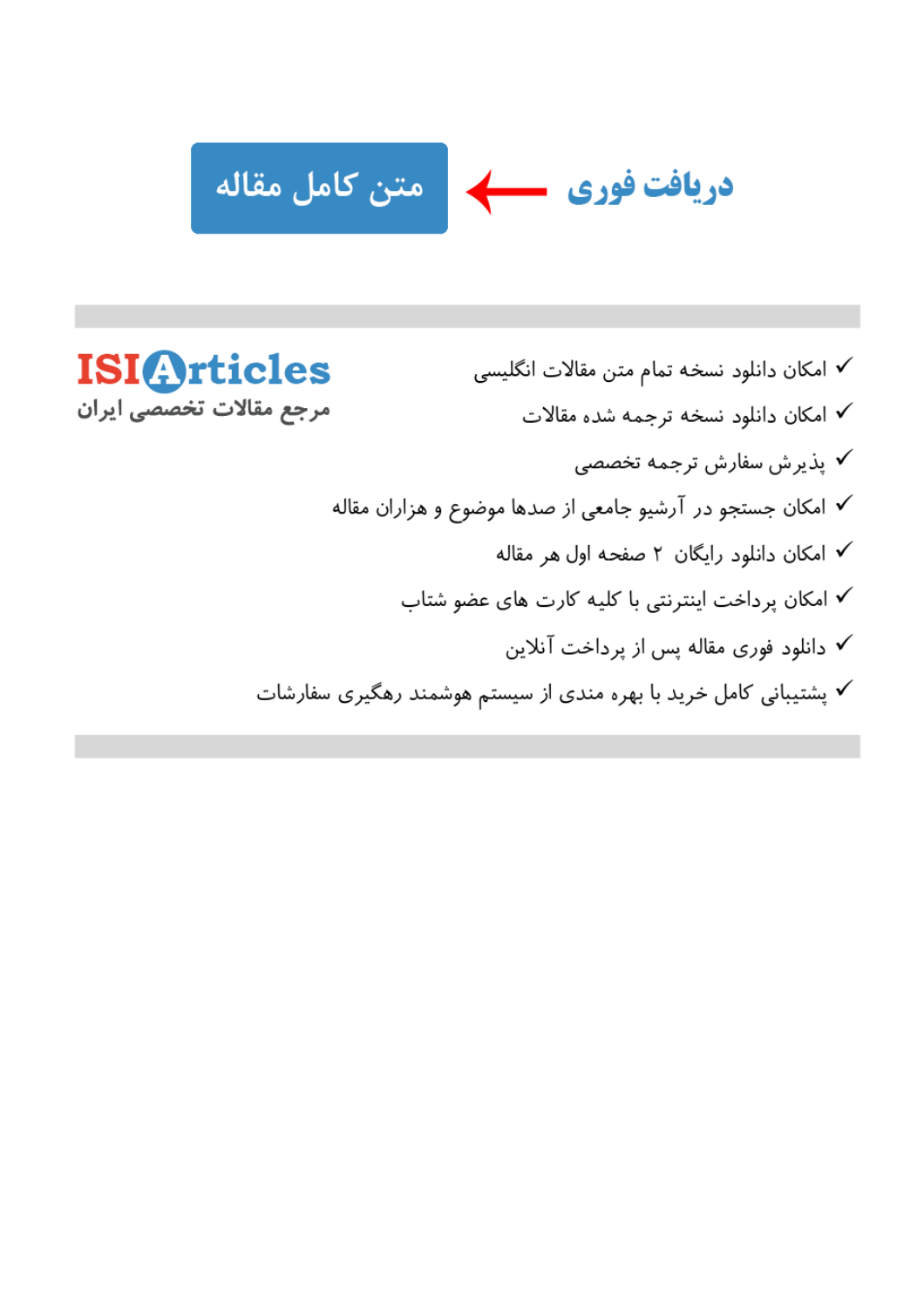دریافت فوری ← **متن کامل مقاله**

**ISIArticles**
مرجع مقالات تخصصی ایران

- ✓ امکان دانلود نسخه تمام متن مقالات انگلیسی
- ✓ امکان دانلود نسخه ترجمه شده مقالات
- ✓ پذیرش سفارش ترجمه تخصصی
- ✓ امکان جستجو در آرشیو جامعی از صدها موضوع و هزاران مقاله
- ✓ امکان دانلود رایگان ۲ صفحه اول هر مقاله
- ✓ امکان پرداخت اینترنتی با کلیه کارت های عضو شتاب
- ✓ دانلود فوری مقاله پس از پرداخت آنلاین
- ✓ پشتیبانی کامل خرید با بهره مندی از سیستم هوشمند رهگیری سفارشات